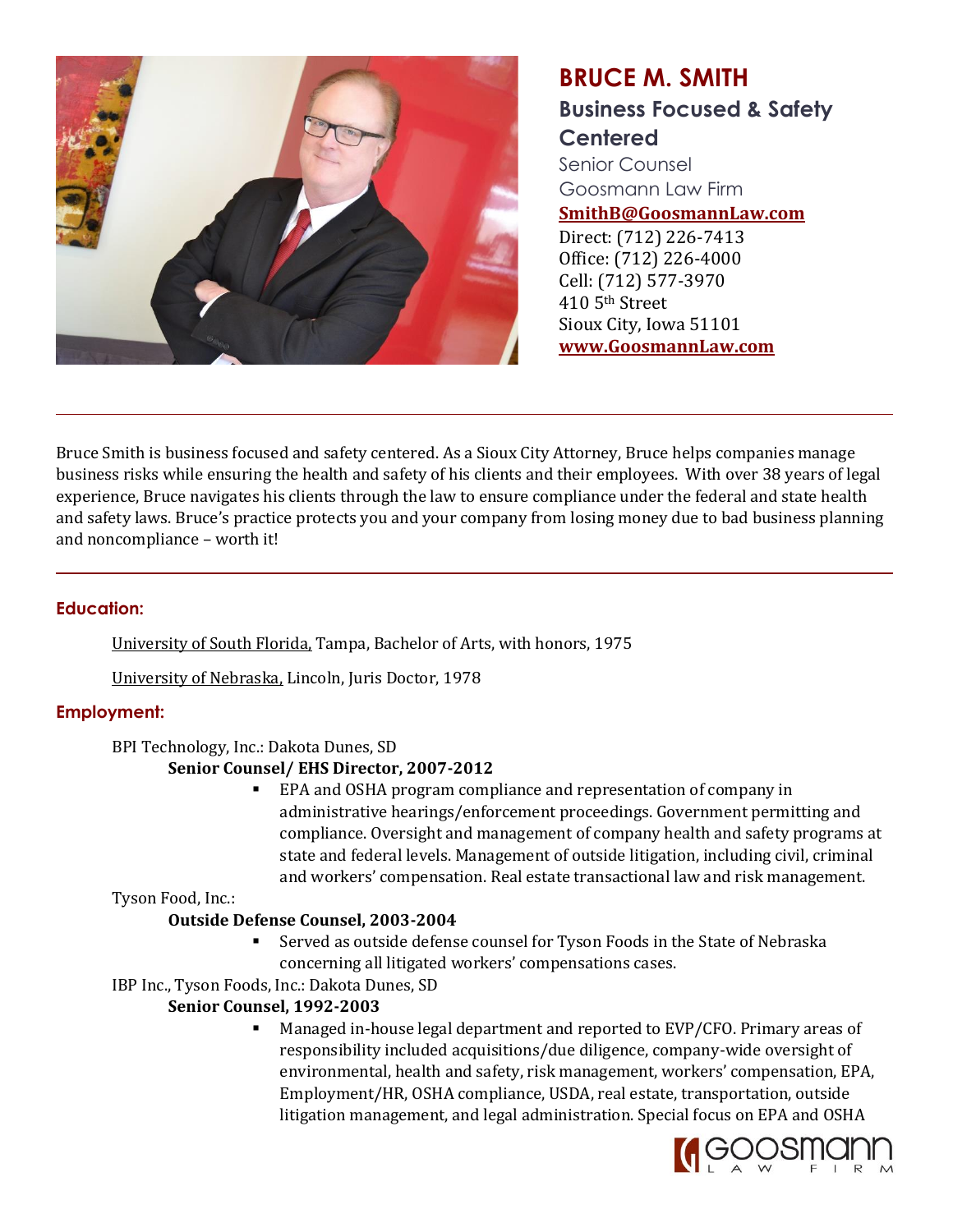# BRUCE M. SMITH

## Business Focused & Safety Centered

Senior Counsel
Goosmann Law Firm
[SmithB@GoosmannLaw.com](mailto:SmithB@GoosmannLaw.com)
Direct: (712) 226-7413
Office: (712) 226-4000
Cell: (712) 577-3970
410 5th Street
Sioux City, Iowa 51101
[www.GoosmannLaw.com](http://www.GoosmannLaw.com)

---

Bruce Smith is business focused and safety centered. As a Sioux City Attorney, Bruce helps companies manage business risks while ensuring the health and safety of his clients and their employees. With over 38 years of legal experience, Bruce navigates his clients through the law to ensure compliance under the federal and state health and safety laws. Bruce's practice protects you and your company from losing money due to bad business planning and noncompliance – worth it!

---

### Education:

University of South Florida, Tampa, Bachelor of Arts, with honors, 1975

University of Nebraska, Lincoln, Juris Doctor, 1978

### Employment:

BPI Technology, Inc.: Dakota Dunes, SD

**Senior Counsel/ EHS Director, 2007-2012**

- EPA and OSHA program compliance and representation of company in administrative hearings/enforcement proceedings. Government permitting and compliance. Oversight and management of company health and safety programs at state and federal levels. Management of outside litigation, including civil, criminal and workers' compensation. Real estate transactional law and risk management.

Tyson Food, Inc.:

**Outside Defense Counsel, 2003-2004**

- Served as outside defense counsel for Tyson Foods in the State of Nebraska concerning all litigated workers' compensations cases.

IBP Inc., Tyson Foods, Inc.: Dakota Dunes, SD

**Senior Counsel, 1992-2003**

- Managed in-house legal department and reported to EVP/CFO. Primary areas of responsibility included acquisitions/due diligence, company-wide oversight of environmental, health and safety, risk management, workers' compensation, EPA, Employment/HR, OSHA compliance, USDA, real estate, transportation, outside litigation management, and legal administration. Special focus on EPA and OSHA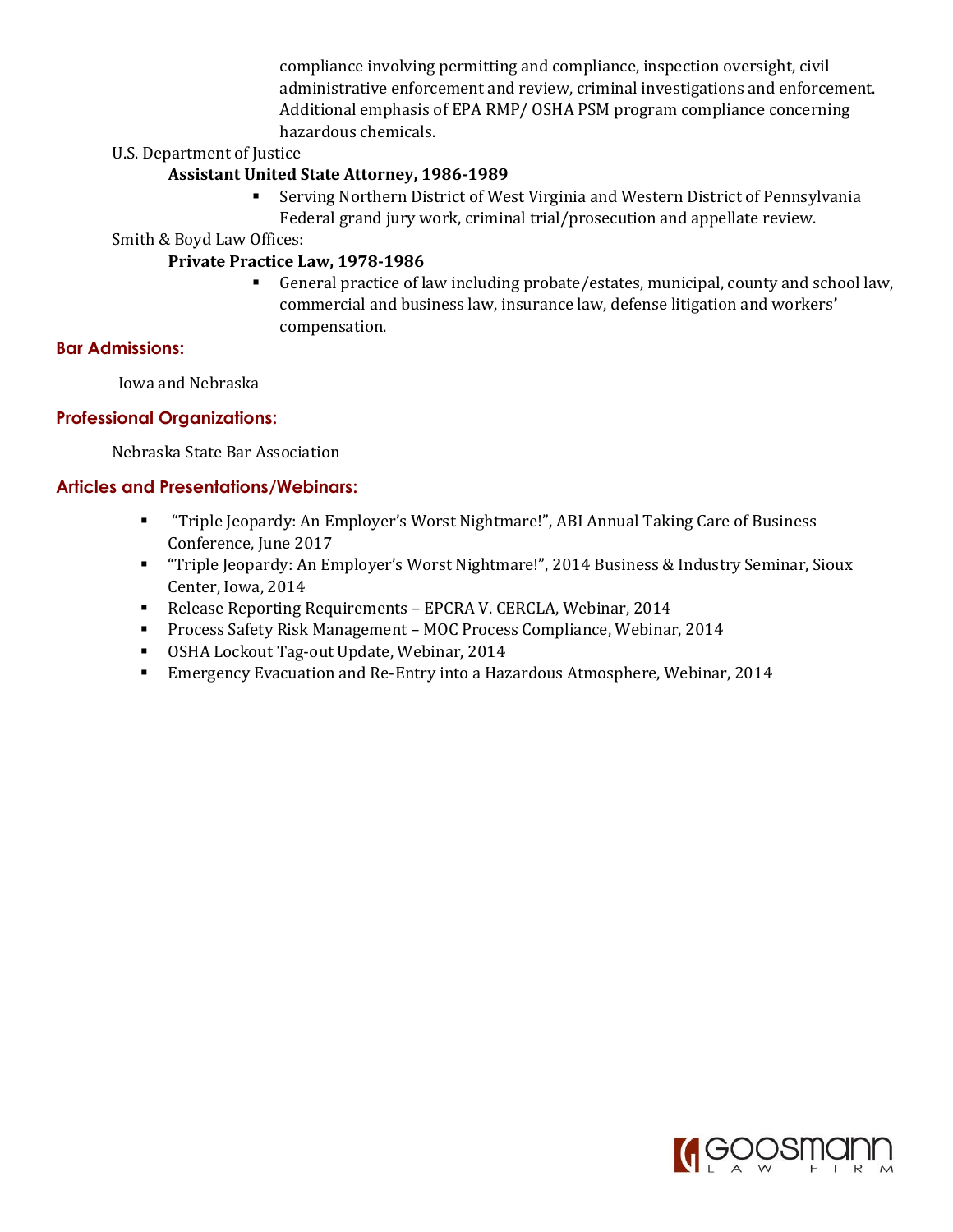compliance involving permitting and compliance, inspection oversight, civil administrative enforcement and review, criminal investigations and enforcement. Additional emphasis of EPA RMP/ OSHA PSM program compliance concerning hazardous chemicals.

U.S. Department of Justice

**Assistant United State Attorney, 1986-1989**

- Serving Northern District of West Virginia and Western District of Pennsylvania Federal grand jury work, criminal trial/prosecution and appellate review.

Smith & Boyd Law Offices:

**Private Practice Law, 1978-1986**

- General practice of law including probate/estates, municipal, county and school law, commercial and business law, insurance law, defense litigation and workers' compensation.

## Bar Admissions:

Iowa and Nebraska

## Professional Organizations:

Nebraska State Bar Association

## Articles and Presentations/Webinars:

- "Triple Jeopardy: An Employer's Worst Nightmare!", ABI Annual Taking Care of Business Conference, June 2017
- "Triple Jeopardy: An Employer's Worst Nightmare!", 2014 Business & Industry Seminar, Sioux Center, Iowa, 2014
- Release Reporting Requirements – EPCRA V. CERCLA, Webinar, 2014
- Process Safety Risk Management – MOC Process Compliance, Webinar, 2014
- OSHA Lockout Tag-out Update, Webinar, 2014
- Emergency Evacuation and Re-Entry into a Hazardous Atmosphere, Webinar, 2014